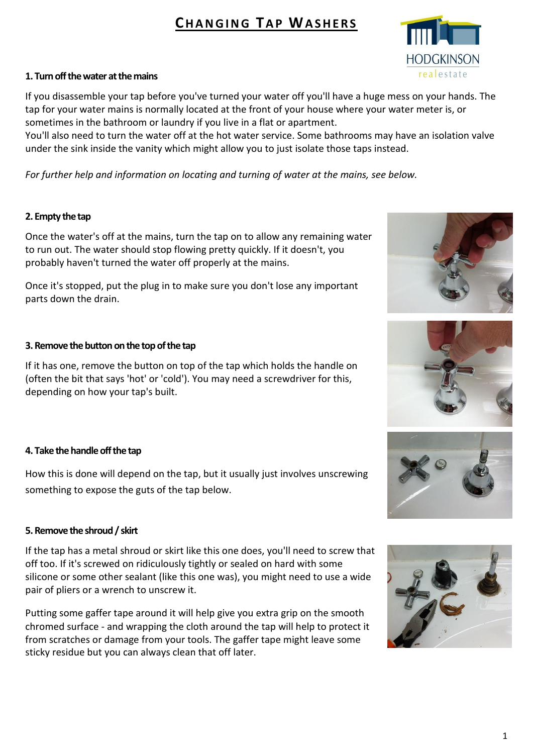# Changing Tap Washers

### 1. Turn off the water at the mains

If you disassemble your tap before you've turned your water off you'll have a huge mess on your hands. The tap for your water mains is normally located at the front of your house where your water meter is, or sometimes in the bathroom or laundry if you live in a flat or apartment.
You'll also need to turn the water off at the hot water service. Some bathrooms may have an isolation valve under the sink inside the vanity which might allow you to just isolate those taps instead.

*For further help and information on locating and turning of water at the mains, see below.*

### 2. Empty the tap

Once the water's off at the mains, turn the tap on to allow any remaining water to run out. The water should stop flowing pretty quickly. If it doesn't, you probably haven't turned the water off properly at the mains.

Once it's stopped, put the plug in to make sure you don't lose any important parts down the drain.

### 3. Remove the button on the top of the tap

If it has one, remove the button on top of the tap which holds the handle on (often the bit that says 'hot' or 'cold'). You may need a screwdriver for this, depending on how your tap's built.

### 4. Take the handle off the tap

How this is done will depend on the tap, but it usually just involves unscrewing something to expose the guts of the tap below.

### 5. Remove the shroud / skirt

If the tap has a metal shroud or skirt like this one does, you'll need to screw that off too. If it's screwed on ridiculously tightly or sealed on hard with some silicone or some other sealant (like this one was), you might need to use a wide pair of pliers or a wrench to unscrew it.

Putting some gaffer tape around it will help give you extra grip on the smooth chromed surface - and wrapping the cloth around the tap will help to protect it from scratches or damage from your tools. The gaffer tape might leave some sticky residue but you can always clean that off later.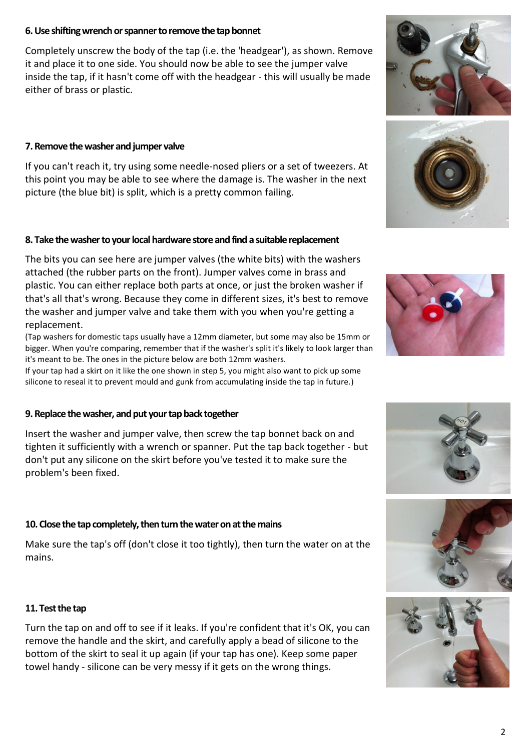### 6. Use shifting wrench or spanner to remove the tap bonnet

Completely unscrew the body of the tap (i.e. the 'headgear'), as shown. Remove it and place it to one side. You should now be able to see the jumper valve inside the tap, if it hasn't come off with the headgear - this will usually be made either of brass or plastic.

### 7. Remove the washer and jumper valve

If you can't reach it, try using some needle-nosed pliers or a set of tweezers. At this point you may be able to see where the damage is. The washer in the next picture (the blue bit) is split, which is a pretty common failing.

### 8. Take the washer to your local hardware store and find a suitable replacement

The bits you can see here are jumper valves (the white bits) with the washers attached (the rubber parts on the front). Jumper valves come in brass and plastic. You can either replace both parts at once, or just the broken washer if that's all that's wrong. Because they come in different sizes, it's best to remove the washer and jumper valve and take them with you when you're getting a replacement.

(Tap washers for domestic taps usually have a 12mm diameter, but some may also be 15mm or bigger. When you're comparing, remember that if the washer's split it's likely to look larger than it's meant to be. The ones in the picture below are both 12mm washers.

If your tap had a skirt on it like the one shown in step 5, you might also want to pick up some silicone to reseal it to prevent mould and gunk from accumulating inside the tap in future.)

### 9. Replace the washer, and put your tap back together

Insert the washer and jumper valve, then screw the tap bonnet back on and tighten it sufficiently with a wrench or spanner. Put the tap back together - but don't put any silicone on the skirt before you've tested it to make sure the problem's been fixed.

### 10. Close the tap completely, then turn the water on at the mains

Make sure the tap's off (don't close it too tightly), then turn the water on at the mains.

### 11. Test the tap

Turn the tap on and off to see if it leaks. If you're confident that it's OK, you can remove the handle and the skirt, and carefully apply a bead of silicone to the bottom of the skirt to seal it up again (if your tap has one). Keep some paper towel handy - silicone can be very messy if it gets on the wrong things.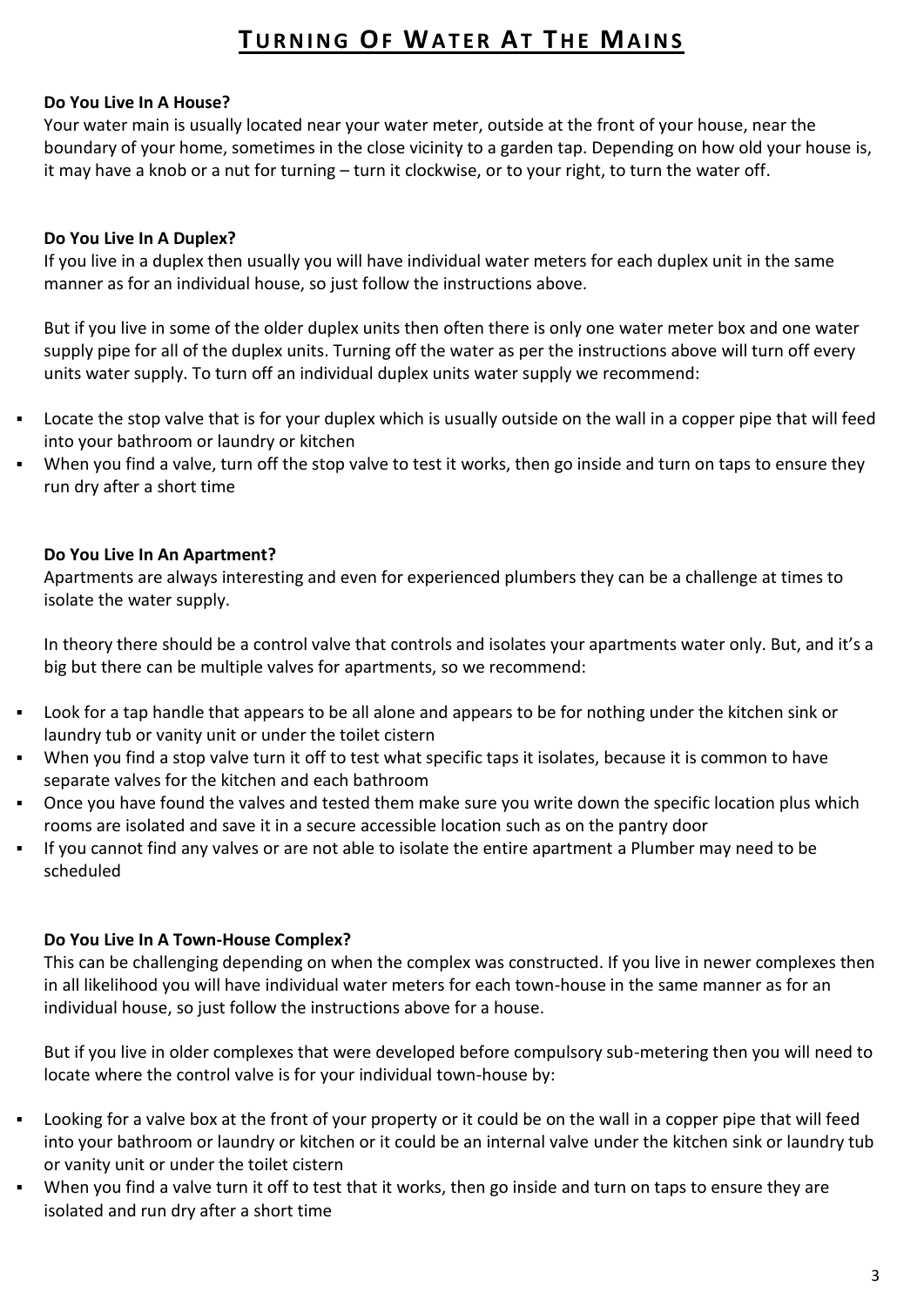# Turning Of Water At The Mains

**Do You Live In A House?**

Your water main is usually located near your water meter, outside at the front of your house, near the boundary of your home, sometimes in the close vicinity to a garden tap. Depending on how old your house is, it may have a knob or a nut for turning – turn it clockwise, or to your right, to turn the water off.

**Do You Live In A Duplex?**

If you live in a duplex then usually you will have individual water meters for each duplex unit in the same manner as for an individual house, so just follow the instructions above.

But if you live in some of the older duplex units then often there is only one water meter box and one water supply pipe for all of the duplex units. Turning off the water as per the instructions above will turn off every units water supply. To turn off an individual duplex units water supply we recommend:

- Locate the stop valve that is for your duplex which is usually outside on the wall in a copper pipe that will feed into your bathroom or laundry or kitchen
- When you find a valve, turn off the stop valve to test it works, then go inside and turn on taps to ensure they run dry after a short time

**Do You Live In An Apartment?**

Apartments are always interesting and even for experienced plumbers they can be a challenge at times to isolate the water supply.

In theory there should be a control valve that controls and isolates your apartments water only. But, and it's a big but there can be multiple valves for apartments, so we recommend:

- Look for a tap handle that appears to be all alone and appears to be for nothing under the kitchen sink or laundry tub or vanity unit or under the toilet cistern
- When you find a stop valve turn it off to test what specific taps it isolates, because it is common to have separate valves for the kitchen and each bathroom
- Once you have found the valves and tested them make sure you write down the specific location plus which rooms are isolated and save it in a secure accessible location such as on the pantry door
- If you cannot find any valves or are not able to isolate the entire apartment a Plumber may need to be scheduled

**Do You Live In A Town-House Complex?**

This can be challenging depending on when the complex was constructed. If you live in newer complexes then in all likelihood you will have individual water meters for each town-house in the same manner as for an individual house, so just follow the instructions above for a house.

But if you live in older complexes that were developed before compulsory sub-metering then you will need to locate where the control valve is for your individual town-house by:

- Looking for a valve box at the front of your property or it could be on the wall in a copper pipe that will feed into your bathroom or laundry or kitchen or it could be an internal valve under the kitchen sink or laundry tub or vanity unit or under the toilet cistern
- When you find a valve turn it off to test that it works, then go inside and turn on taps to ensure they are isolated and run dry after a short time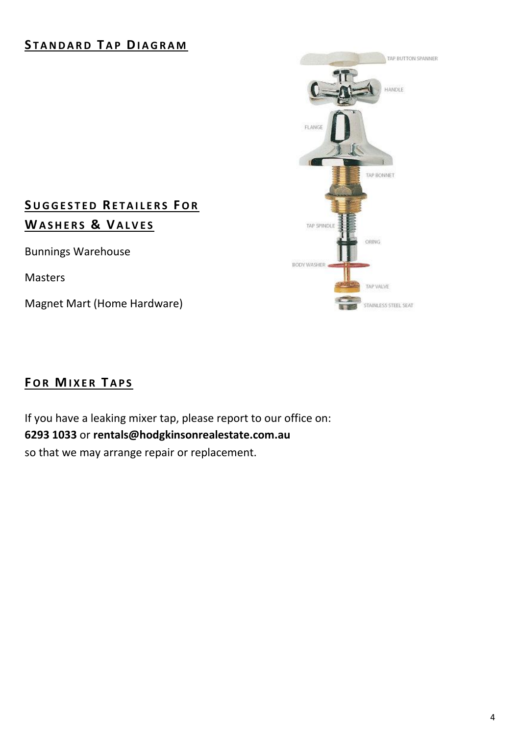## STANDARD TAP DIAGRAM

TAP BUTTON SPANNER

HANDLE

FLANGE

TAP BONNET

TAP SPINDLE

ORING

BODY WASHER

TAP VALVE

STAINLESS STEEL SEAT

## SUGGESTED RETAILERS FOR WASHERS & VALVES

Bunnings Warehouse

Masters

Magnet Mart (Home Hardware)

## FOR MIXER TAPS

If you have a leaking mixer tap, please report to our office on:
**6293 1033** or **rentals@hodgkinsonrealestate.com.au**
so that we may arrange repair or replacement.